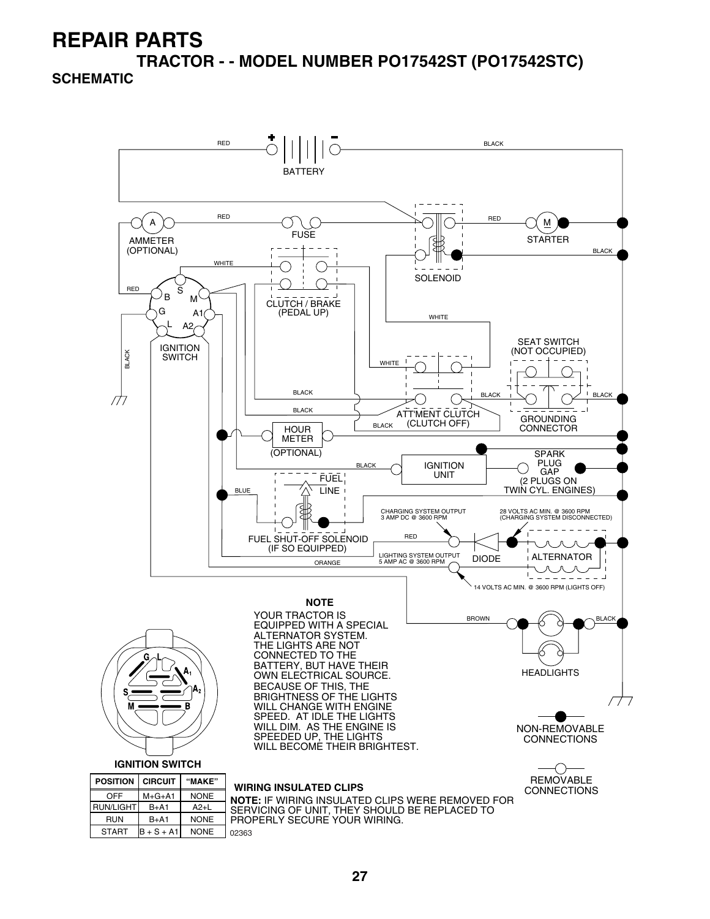# REPAIR PARTS

## TRACTOR - - MODEL NUMBER PO17542ST (PO17542STC)

### SCHEMATIC

BATTERY

AMMETER (OPTIONAL)

FUSE

SOLENOID

STARTER

IGNITION SWITCH

CLUTCH / BRAKE (PEDAL UP)

SEAT SWITCH (NOT OCCUPIED)

ATT'MENT CLUTCH (CLUTCH OFF)

GROUNDING CONNECTOR

HOUR METER (OPTIONAL)

IGNITION UNIT

SPARK PLUG GAP (2 PLUGS ON TWIN CYL. ENGINES)

FUEL SHUT-OFF SOLENOID (IF SO EQUIPPED)

FUEL LINE

CHARGING SYSTEM OUTPUT 3 AMP DC @ 3600 RPM

28 VOLTS AC MIN. @ 3600 RPM (CHARGING SYSTEM DISCONNECTED)

LIGHTING SYSTEM OUTPUT 5 AMP AC @ 3600 RPM

DIODE

ALTERNATOR

14 VOLTS AC MIN. @ 3600 RPM (LIGHTS OFF)

HEADLIGHTS

**NOTE**

YOUR TRACTOR IS EQUIPPED WITH A SPECIAL ALTERNATOR SYSTEM. THE LIGHTS ARE NOT CONNECTED TO THE BATTERY, BUT HAVE THEIR OWN ELECTRICAL SOURCE. BECAUSE OF THIS, THE BRIGHTNESS OF THE LIGHTS WILL CHANGE WITH ENGINE SPEED. AT IDLE THE LIGHTS WILL DIM. AS THE ENGINE IS SPEEDED UP, THE LIGHTS WILL BECOME THEIR BRIGHTEST.

NON-REMOVABLE CONNECTIONS

REMOVABLE CONNECTIONS

**IGNITION SWITCH**

| POSITION | CIRCUIT | "MAKE" |
|---|---|---|
| OFF | M+G+A1 | NONE |
| RUN/LIGHT | B+A1 | A2+L |
| RUN | B+A1 | NONE |
| START | B + S + A1 | NONE |

**WIRING INSULATED CLIPS**

**NOTE:** IF WIRING INSULATED CLIPS WERE REMOVED FOR SERVICING OF UNIT, THEY SHOULD BE REPLACED TO PROPERLY SECURE YOUR WIRING.

02363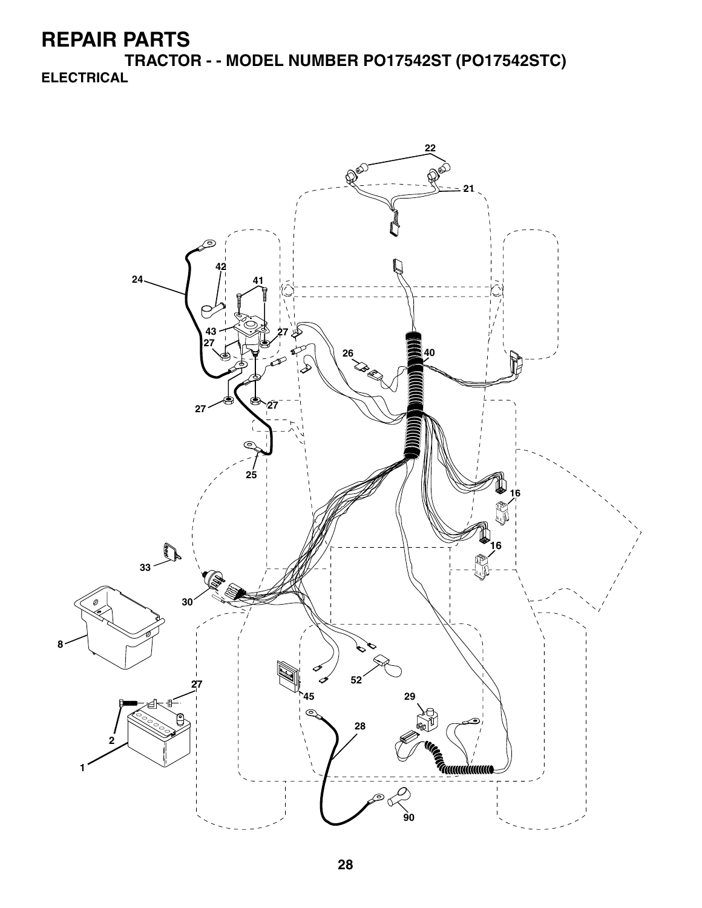# REPAIR PARTS

## TRACTOR - - MODEL NUMBER PO17542ST (PO17542STC)

### ELECTRICAL

22
21
42
24
41
43
27
27
26
40
27
27
25
16
16
33
30
8
27
52
45
29
28
2
1
90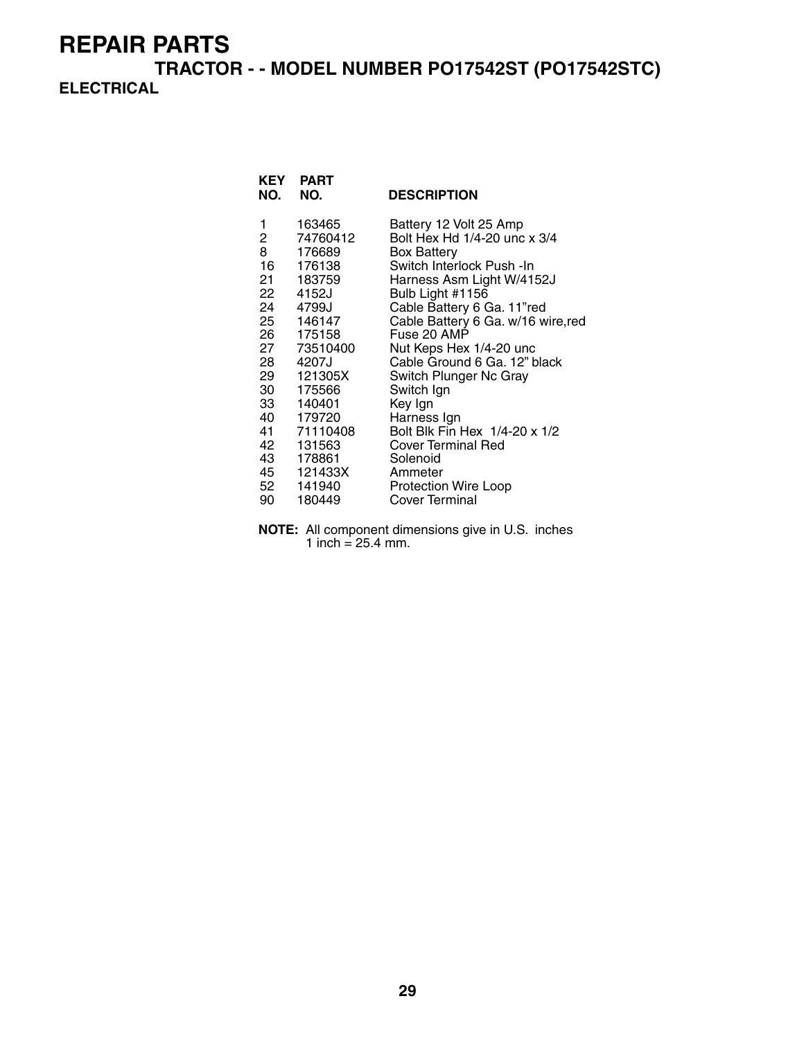# REPAIR PARTS

## TRACTOR - - MODEL NUMBER PO17542ST (PO17542STC)

### ELECTRICAL

| KEY NO. | PART NO. | DESCRIPTION |
|---|---|---|
| 1 | 163465 | Battery 12 Volt 25 Amp |
| 2 | 74760412 | Bolt Hex Hd 1/4-20 unc x 3/4 |
| 8 | 176689 | Box Battery |
| 16 | 176138 | Switch Interlock Push -In |
| 21 | 183759 | Harness Asm Light W/4152J |
| 22 | 4152J | Bulb Light #1156 |
| 24 | 4799J | Cable Battery 6 Ga. 11"red |
| 25 | 146147 | Cable Battery 6 Ga. w/16 wire,red |
| 26 | 175158 | Fuse 20 AMP |
| 27 | 73510400 | Nut Keps Hex 1/4-20 unc |
| 28 | 4207J | Cable Ground 6 Ga. 12" black |
| 29 | 121305X | Switch Plunger Nc Gray |
| 30 | 175566 | Switch Ign |
| 33 | 140401 | Key Ign |
| 40 | 179720 | Harness Ign |
| 41 | 71110408 | Bolt Blk Fin Hex 1/4-20 x 1/2 |
| 42 | 131563 | Cover Terminal Red |
| 43 | 178861 | Solenoid |
| 45 | 121433X | Ammeter |
| 52 | 141940 | Protection Wire Loop |
| 90 | 180449 | Cover Terminal |

**NOTE:** All component dimensions give in U.S. inches
1 inch = 25.4 mm.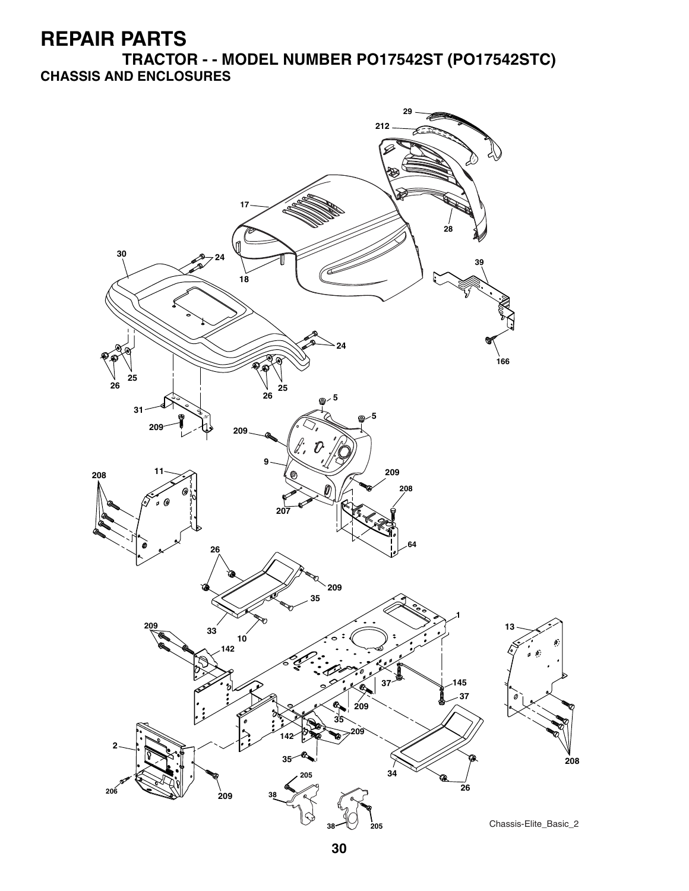# REPAIR PARTS

## TRACTOR - - MODEL NUMBER PO17542ST (PO17542STC)

### CHASSIS AND ENCLOSURES

29
212
17
28
30
24
18
39
24
166
25
26
26
25
5
31
5
209
209
9
11
209
208
208
207
64
26
209
35
1
33
10
13
209
142
37
145
37
209
35
209
142
2
35
208
205
34
26
206
209
38
38
205

Chassis-Elite_Basic_2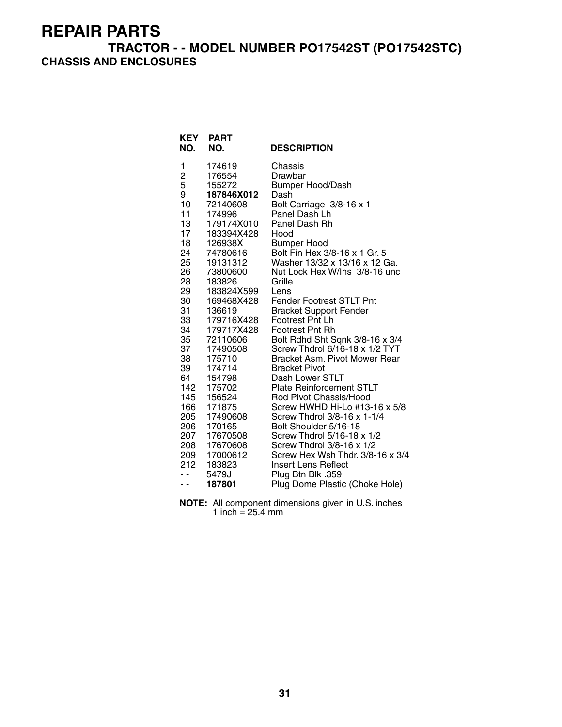# REPAIR PARTS

## TRACTOR - - MODEL NUMBER PO17542ST (PO17542STC)

### CHASSIS AND ENCLOSURES

| KEY NO. | PART NO. | DESCRIPTION |
|---|---|---|
| 1 | 174619 | Chassis |
| 2 | 176554 | Drawbar |
| 5 | 155272 | Bumper Hood/Dash |
| 9 | **187846X012** | Dash |
| 10 | 72140608 | Bolt Carriage 3/8-16 x 1 |
| 11 | 174996 | Panel Dash Lh |
| 13 | 179174X010 | Panel Dash Rh |
| 17 | 183394X428 | Hood |
| 18 | 126938X | Bumper Hood |
| 24 | 74780616 | Bolt Fin Hex 3/8-16 x 1 Gr. 5 |
| 25 | 19131312 | Washer 13/32 x 13/16 x 12 Ga. |
| 26 | 73800600 | Nut Lock Hex W/Ins 3/8-16 unc |
| 28 | 183826 | Grille |
| 29 | 183824X599 | Lens |
| 30 | 169468X428 | Fender Footrest STLT Pnt |
| 31 | 136619 | Bracket Support Fender |
| 33 | 179716X428 | Footrest Pnt Lh |
| 34 | 179717X428 | Footrest Pnt Rh |
| 35 | 72110606 | Bolt Rdhd Sht Sqnk 3/8-16 x 3/4 |
| 37 | 17490508 | Screw Thdrol 6/16-18 x 1/2 TYT |
| 38 | 175710 | Bracket Asm. Pivot Mower Rear |
| 39 | 174714 | Bracket Pivot |
| 64 | 154798 | Dash Lower STLT |
| 142 | 175702 | Plate Reinforcement STLT |
| 145 | 156524 | Rod Pivot Chassis/Hood |
| 166 | 171875 | Screw HWHD Hi-Lo #13-16 x 5/8 |
| 205 | 17490608 | Screw Thdrol 3/8-16 x 1-1/4 |
| 206 | 170165 | Bolt Shoulder 5/16-18 |
| 207 | 17670508 | Screw Thdrol 5/16-18 x 1/2 |
| 208 | 17670608 | Screw Thdrol 3/8-16 x 1/2 |
| 209 | 17000612 | Screw Hex Wsh Thdr. 3/8-16 x 3/4 |
| 212 | 183823 | Insert Lens Reflect |
| - - | 5479J | Plug Btn Blk .359 |
| - - | **187801** | Plug Dome Plastic (Choke Hole) |

**NOTE:** All component dimensions given in U.S. inches
1 inch = 25.4 mm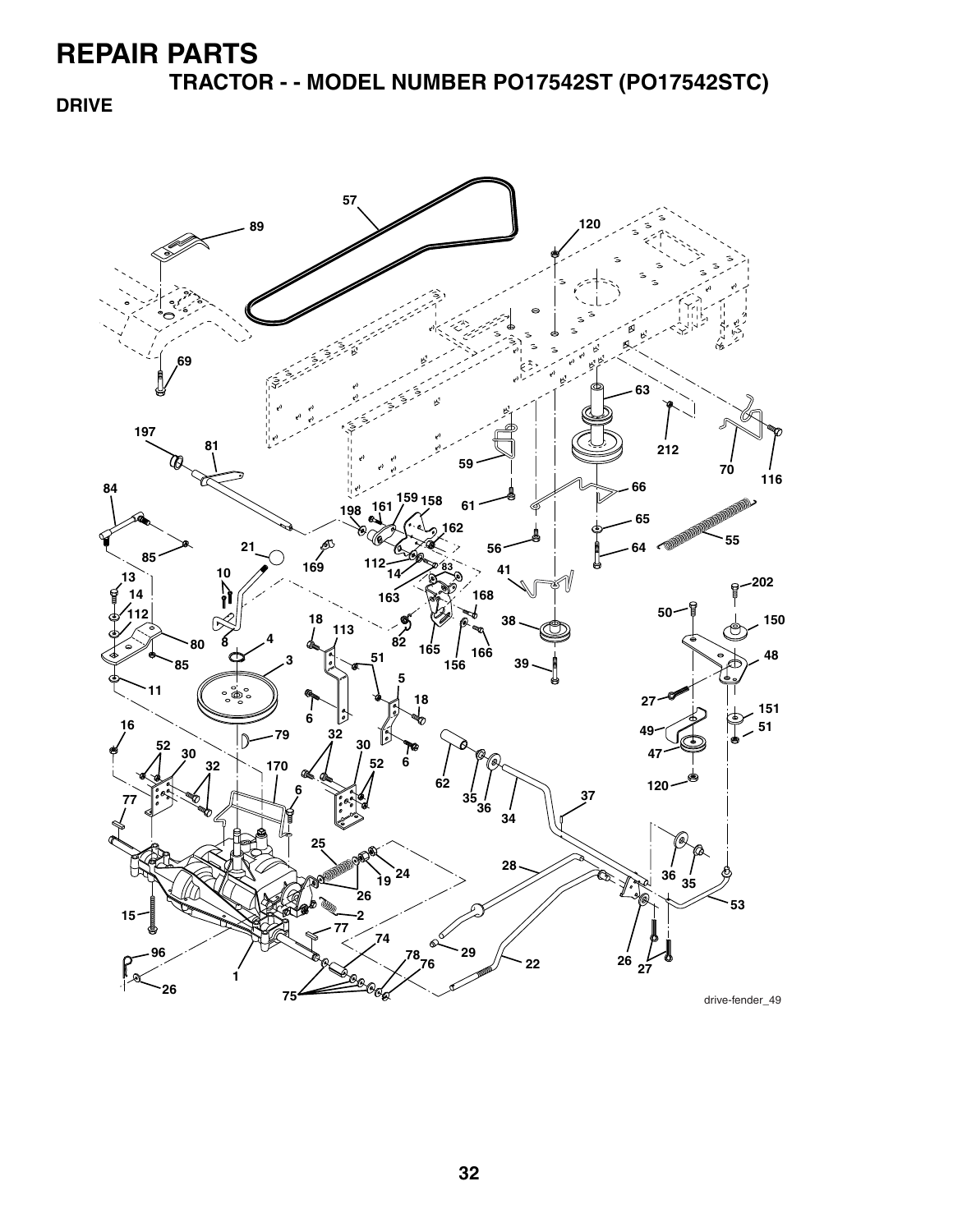# REPAIR PARTS

## TRACTOR - - MODEL NUMBER PO17542ST (PO17542STC)

### DRIVE

drive-fender_49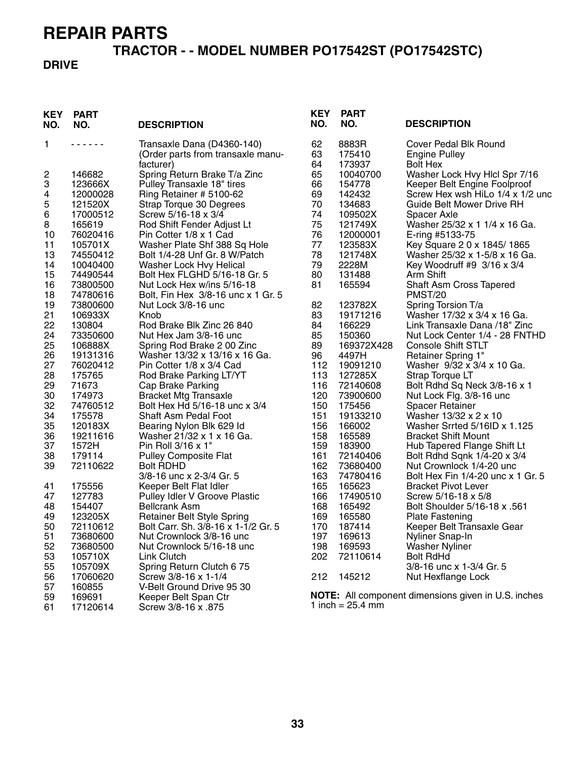# REPAIR PARTS

## TRACTOR - - MODEL NUMBER PO17542ST (PO17542STC)

### DRIVE

| KEY NO. | PART NO. | DESCRIPTION |
|---|---|---|
| 1 | - - - - - - | Transaxle Dana (D4360-140) (Order parts from transaxle manufacturer) |
| 2 | 146682 | Spring Return Brake T/a Zinc |
| 3 | 123666X | Pulley Transaxle 18" tires |
| 4 | 12000028 | Ring Retainer # 5100-62 |
| 5 | 121520X | Strap Torque 30 Degrees |
| 6 | 17000512 | Screw 5/16-18 x 3/4 |
| 8 | 165619 | Rod Shift Fender Adjust Lt |
| 10 | 76020416 | Pin Cotter 1/8 x 1 Cad |
| 11 | 105701X | Washer Plate Shf 388 Sq Hole |
| 13 | 74550412 | Bolt 1/4-28 Unf Gr. 8 W/Patch |
| 14 | 10040400 | Washer Lock Hvy Helical |
| 15 | 74490544 | Bolt Hex FLGHD 5/16-18 Gr. 5 |
| 16 | 73800500 | Nut Lock Hex w/ins 5/16-18 |
| 18 | 74780616 | Bolt, Fin Hex 3/8-16 unc x 1 Gr. 5 |
| 19 | 73800600 | Nut Lock 3/8-16 unc |
| 21 | 106933X | Knob |
| 22 | 130804 | Rod Brake Blk Zinc 26 840 |
| 24 | 73350600 | Nut Hex Jam 3/8-16 unc |
| 25 | 106888X | Spring Rod Brake 2 00 Zinc |
| 26 | 19131316 | Washer 13/32 x 13/16 x 16 Ga. |
| 27 | 76020412 | Pin Cotter 1/8 x 3/4 Cad |
| 28 | 175765 | Rod Brake Parking LT/YT |
| 29 | 71673 | Cap Brake Parking |
| 30 | 174973 | Bracket Mtg Transaxle |
| 32 | 74760512 | Bolt Hex Hd 5/16-18 unc x 3/4 |
| 34 | 175578 | Shaft Asm Pedal Foot |
| 35 | 120183X | Bearing Nylon Blk 629 Id |
| 36 | 19211616 | Washer 21/32 x 1 x 16 Ga. |
| 37 | 1572H | Pin Roll 3/16 x 1" |
| 38 | 179114 | Pulley Composite Flat |
| 39 | 72110622 | Bolt RDHD 3/8-16 unc x 2-3/4 Gr. 5 |
| 41 | 175556 | Keeper Belt Flat Idler |
| 47 | 127783 | Pulley Idler V Groove Plastic |
| 48 | 154407 | Bellcrank Asm |
| 49 | 123205X | Retainer Belt Style Spring |
| 50 | 72110612 | Bolt Carr. Sh. 3/8-16 x 1-1/2 Gr. 5 |
| 51 | 73680600 | Nut Crownlock 3/8-16 unc |
| 52 | 73680500 | Nut Crownlock 5/16-18 unc |
| 53 | 105710X | Link Clutch |
| 55 | 105709X | Spring Return Clutch 6 75 |
| 56 | 17060620 | Screw 3/8-16 x 1-1/4 |
| 57 | 160855 | V-Belt Ground Drive 95 30 |
| 59 | 169691 | Keeper Belt Span Ctr |
| 61 | 17120614 | Screw 3/8-16 x .875 |
| 62 | 8883R | Cover Pedal Blk Round |
| 63 | 175410 | Engine Pulley |
| 64 | 173937 | Bolt Hex |
| 65 | 10040700 | Washer Lock Hvy Hlcl Spr 7/16 |
| 66 | 154778 | Keeper Belt Engine Foolproof |
| 69 | 142432 | Screw Hex wsh HiLo 1/4 x 1/2 unc |
| 70 | 134683 | Guide Belt Mower Drive RH |
| 74 | 109502X | Spacer Axle |
| 75 | 121749X | Washer 25/32 x 1 1/4 x 16 Ga. |
| 76 | 12000001 | E-ring #5133-75 |
| 77 | 123583X | Key Square 2 0 x 1845/ 1865 |
| 78 | 121748X | Washer 25/32 x 1-5/8 x 16 Ga. |
| 79 | 2228M | Key Woodruff #9 3/16 x 3/4 |
| 80 | 131488 | Arm Shift |
| 81 | 165594 | Shaft Asm Cross Tapered PMST/20 |
| 82 | 123782X | Spring Torsion T/a |
| 83 | 19171216 | Washer 17/32 x 3/4 x 16 Ga. |
| 84 | 166229 | Link Transaxle Dana /18" Zinc |
| 85 | 150360 | Nut Lock Center 1/4 - 28 FNTHD |
| 89 | 169372X428 | Console Shift STLT |
| 96 | 4497H | Retainer Spring 1" |
| 112 | 19091210 | Washer 9/32 x 3/4 x 10 Ga. |
| 113 | 127285X | Strap Torque LT |
| 116 | 72140608 | Bolt Rdhd Sq Neck 3/8-16 x 1 |
| 120 | 73900600 | Nut Lock Flg. 3/8-16 unc |
| 150 | 175456 | Spacer Retainer |
| 151 | 19133210 | Washer 13/32 x 2 x 10 |
| 156 | 166002 | Washer Srrted 5/16ID x 1.125 |
| 158 | 165589 | Bracket Shift Mount |
| 159 | 183900 | Hub Tapered Flange Shift Lt |
| 161 | 72140406 | Bolt Rdhd Sqnk 1/4-20 x 3/4 |
| 162 | 73680400 | Nut Crownlock 1/4-20 unc |
| 163 | 74780416 | Bolt Hex Fin 1/4-20 unc x 1 Gr. 5 |
| 165 | 165623 | Bracket Pivot Lever |
| 166 | 17490510 | Screw 5/16-18 x 5/8 |
| 168 | 165492 | Bolt Shoulder 5/16-18 x .561 |
| 169 | 165580 | Plate Fastening |
| 170 | 187414 | Keeper Belt Transaxle Gear |
| 197 | 169613 | Nyliner Snap-In |
| 198 | 169593 | Washer Nyliner |
| 202 | 72110614 | Bolt RdHd 3/8-16 unc x 1-3/4 Gr. 5 |
| 212 | 145212 | Nut Hexflange Lock |

**NOTE:** All component dimensions given in U.S. inches
1 inch = 25.4 mm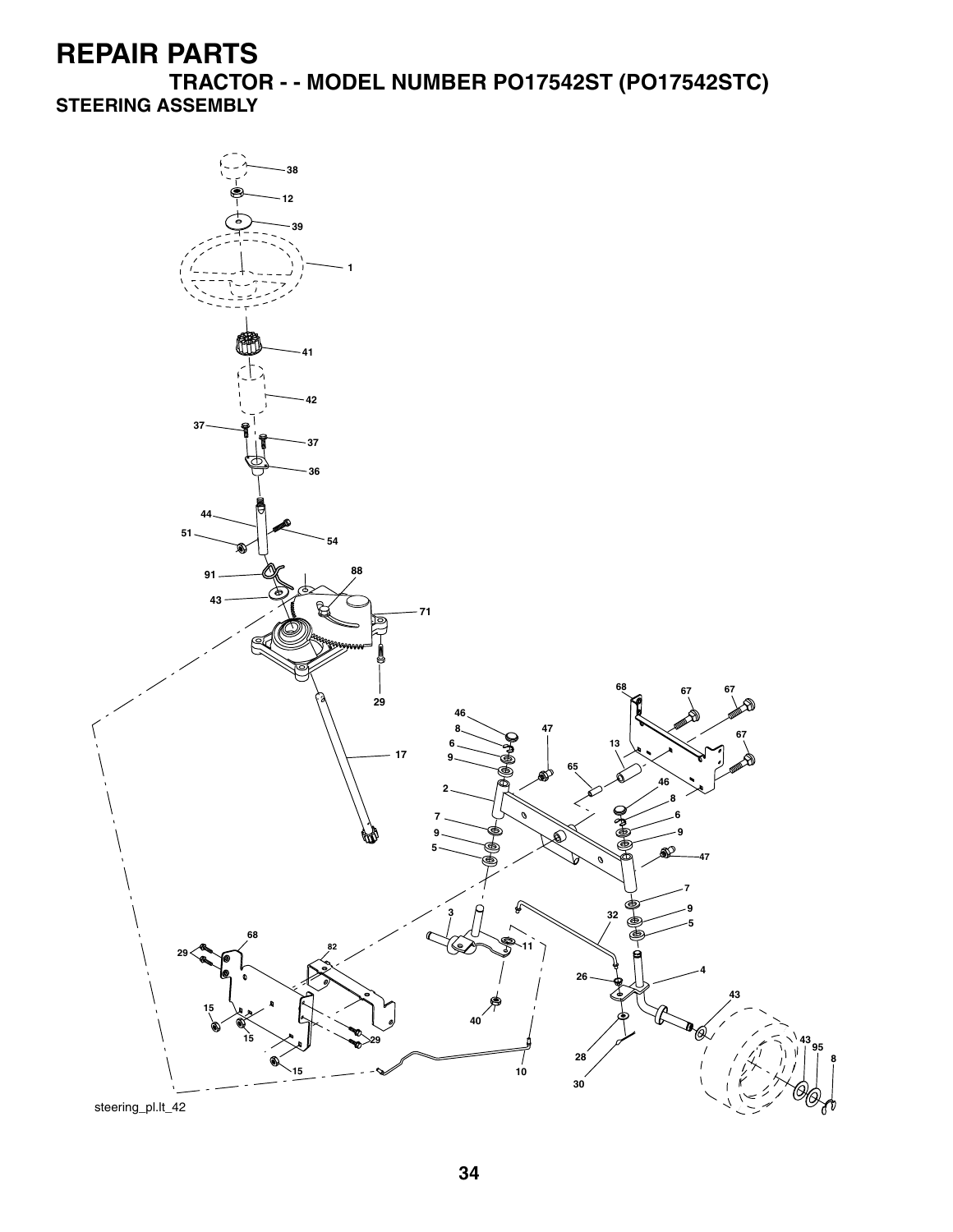# REPAIR PARTS

## TRACTOR - - MODEL NUMBER PO17542ST (PO17542STC)

### STEERING ASSEMBLY

steering_pl.lt_42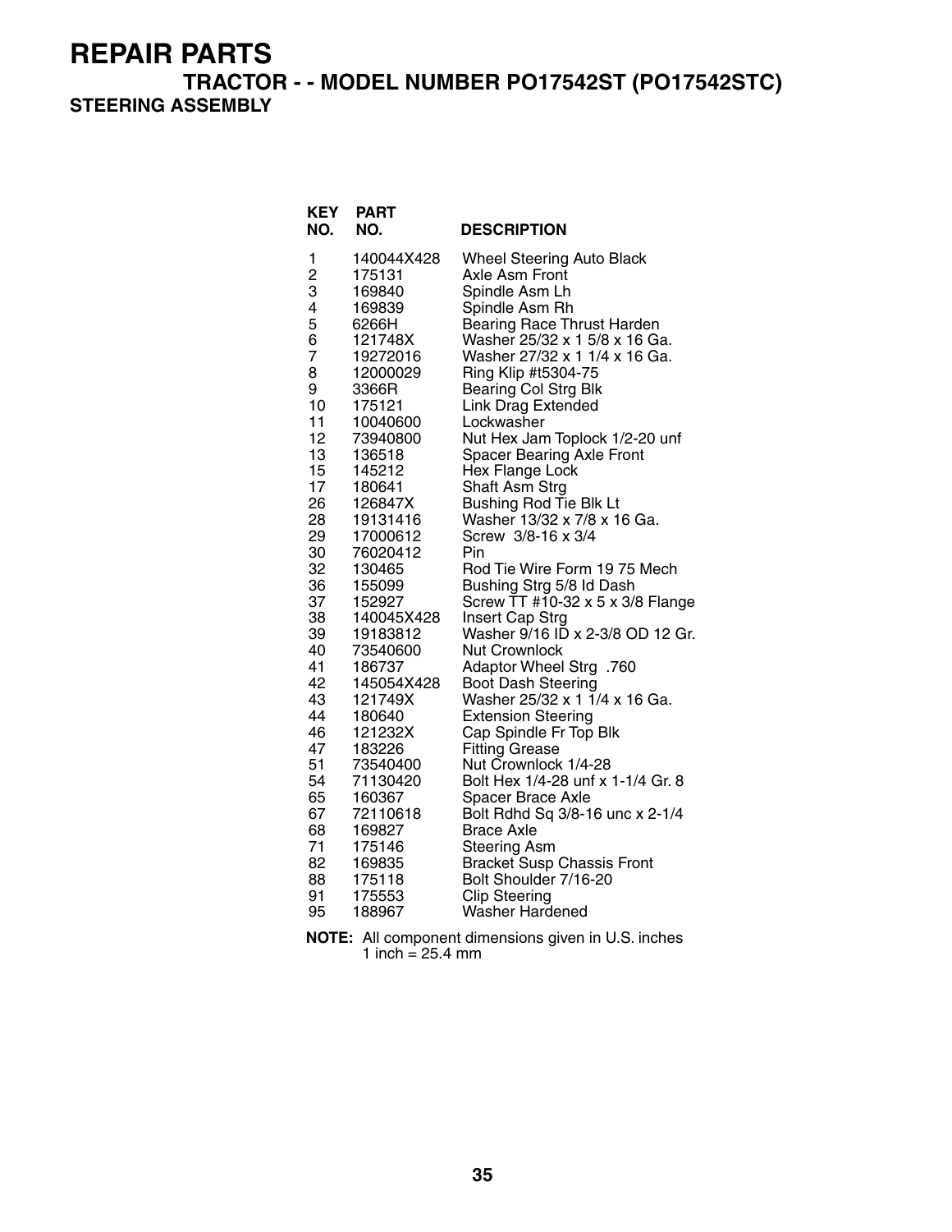# REPAIR PARTS

## TRACTOR - - MODEL NUMBER PO17542ST (PO17542STC)

### STEERING ASSEMBLY

| KEY NO. | PART NO. | DESCRIPTION |
|---|---|---|
| 1 | 140044X428 | Wheel Steering Auto Black |
| 2 | 175131 | Axle Asm Front |
| 3 | 169840 | Spindle Asm Lh |
| 4 | 169839 | Spindle Asm Rh |
| 5 | 6266H | Bearing Race Thrust Harden |
| 6 | 121748X | Washer 25/32 x 1 5/8 x 16 Ga. |
| 7 | 19272016 | Washer 27/32 x 1 1/4 x 16 Ga. |
| 8 | 12000029 | Ring Klip #t5304-75 |
| 9 | 3366R | Bearing Col Strg Blk |
| 10 | 175121 | Link Drag Extended |
| 11 | 10040600 | Lockwasher |
| 12 | 73940800 | Nut Hex Jam Toplock 1/2-20 unf |
| 13 | 136518 | Spacer Bearing Axle Front |
| 15 | 145212 | Hex Flange Lock |
| 17 | 180641 | Shaft Asm Strg |
| 26 | 126847X | Bushing Rod Tie Blk Lt |
| 28 | 19131416 | Washer 13/32 x 7/8 x 16 Ga. |
| 29 | 17000612 | Screw 3/8-16 x 3/4 |
| 30 | 76020412 | Pin |
| 32 | 130465 | Rod Tie Wire Form 19 75 Mech |
| 36 | 155099 | Bushing Strg 5/8 Id Dash |
| 37 | 152927 | Screw TT #10-32 x 5 x 3/8 Flange |
| 38 | 140045X428 | Insert Cap Strg |
| 39 | 19183812 | Washer 9/16 ID x 2-3/8 OD 12 Gr. |
| 40 | 73540600 | Nut Crownlock |
| 41 | 186737 | Adaptor Wheel Strg .760 |
| 42 | 145054X428 | Boot Dash Steering |
| 43 | 121749X | Washer 25/32 x 1 1/4 x 16 Ga. |
| 44 | 180640 | Extension Steering |
| 46 | 121232X | Cap Spindle Fr Top Blk |
| 47 | 183226 | Fitting Grease |
| 51 | 73540400 | Nut Crownlock 1/4-28 |
| 54 | 71130420 | Bolt Hex 1/4-28 unf x 1-1/4 Gr. 8 |
| 65 | 160367 | Spacer Brace Axle |
| 67 | 72110618 | Bolt Rdhd Sq 3/8-16 unc x 2-1/4 |
| 68 | 169827 | Brace Axle |
| 71 | 175146 | Steering Asm |
| 82 | 169835 | Bracket Susp Chassis Front |
| 88 | 175118 | Bolt Shoulder 7/16-20 |
| 91 | 175553 | Clip Steering |
| 95 | 188967 | Washer Hardened |

**NOTE:** All component dimensions given in U.S. inches
1 inch = 25.4 mm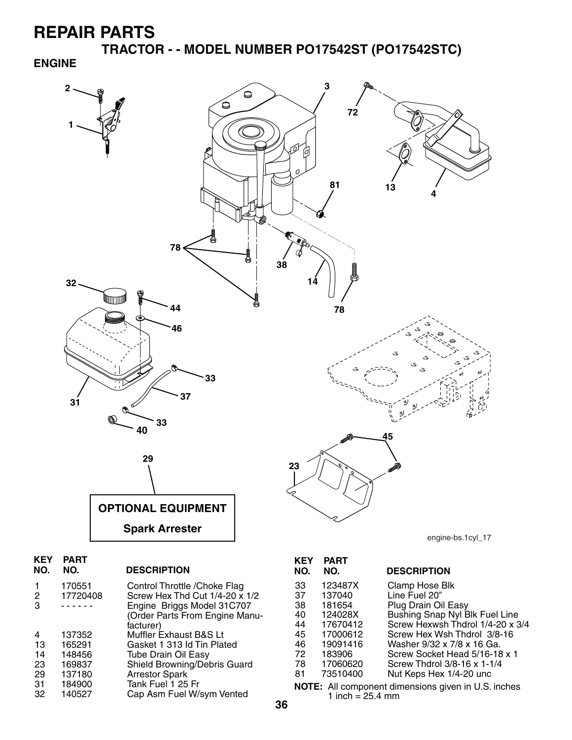# REPAIR PARTS

## TRACTOR - - MODEL NUMBER PO17542ST (PO17542STC)

### ENGINE

OPTIONAL EQUIPMENT

Spark Arrester

engine-bs.1cyl_17

| KEY NO. | PART NO. | DESCRIPTION |
|---|---|---|
| 1 | 170551 | Control Throttle /Choke Flag |
| 2 | 17720408 | Screw Hex Thd Cut 1/4-20 x 1/2 |
| 3 | - - - - - - | Engine Briggs Model 31C707 (Order Parts From Engine Manufacturer) |
| 4 | 137352 | Muffler Exhaust B&S Lt |
| 13 | 165291 | Gasket 1 313 Id Tin Plated |
| 14 | 148456 | Tube Drain Oil Easy |
| 23 | 169837 | Shield Browning/Debris Guard |
| 29 | 137180 | Arrestor Spark |
| 31 | 184900 | Tank Fuel 1 25 Fr |
| 32 | 140527 | Cap Asm Fuel W/sym Vented |
| 33 | 123487X | Clamp Hose Blk |
| 37 | 137040 | Line Fuel 20" |
| 38 | 181654 | Plug Drain Oil Easy |
| 40 | 124028X | Bushing Snap Nyl Blk Fuel Line |
| 44 | 17670412 | Screw Hexwsh Thdrol 1/4-20 x 3/4 |
| 45 | 17000612 | Screw Hex Wsh Thdrol 3/8-16 |
| 46 | 19091416 | Washer 9/32 x 7/8 x 16 Ga. |
| 72 | 183906 | Screw Socket Head 5/16-18 x 1 |
| 78 | 17060620 | Screw Thdrol 3/8-16 x 1-1/4 |
| 81 | 73510400 | Nut Keps Hex 1/4-20 unc |

**NOTE:** All component dimensions given in U.S. inches
1 inch = 25.4 mm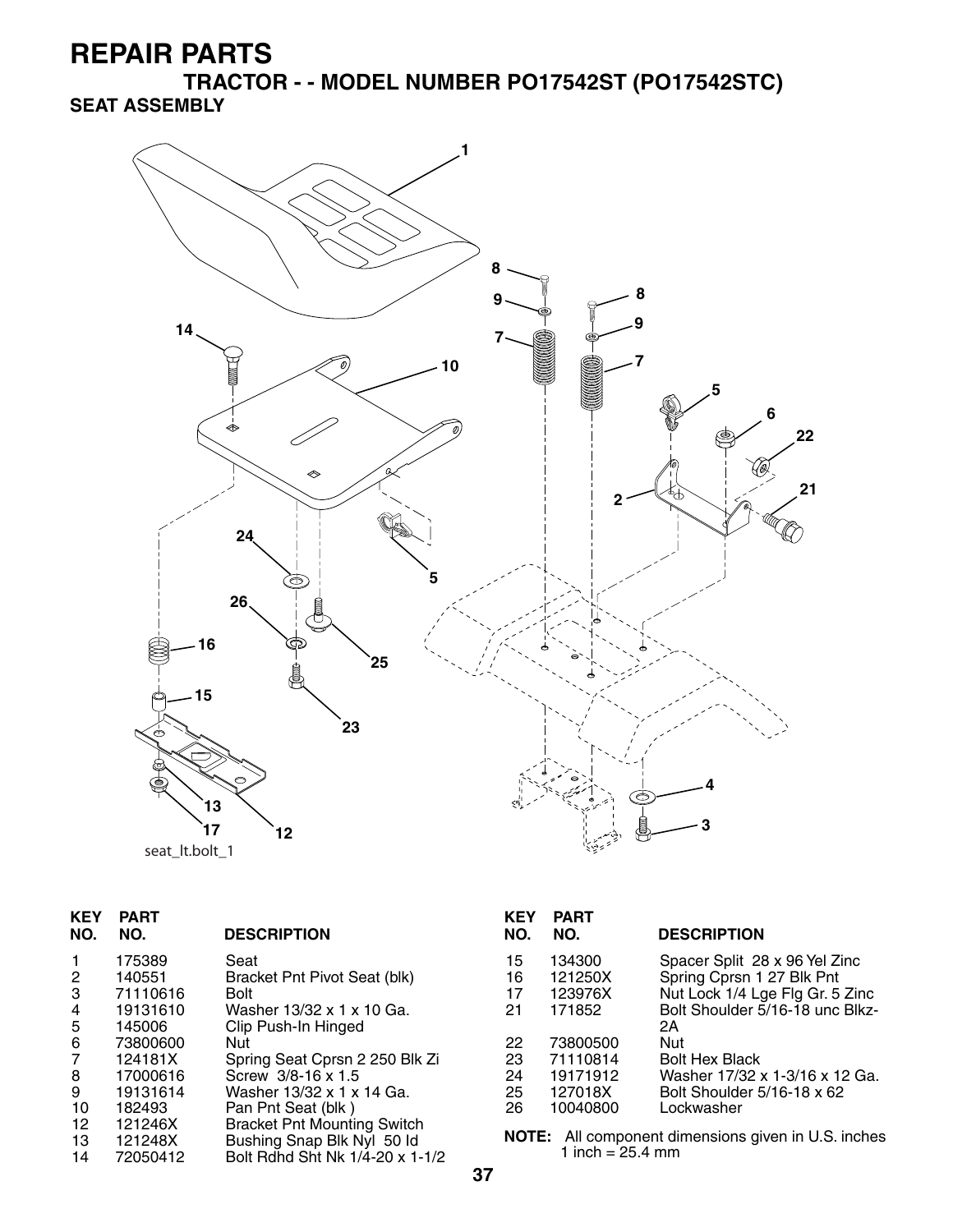# REPAIR PARTS

## TRACTOR - - MODEL NUMBER PO17542ST (PO17542STC)

### SEAT ASSEMBLY

seat_lt.bolt_1

| KEY NO. | PART NO. | DESCRIPTION |
|---|---|---|
| 1 | 175389 | Seat |
| 2 | 140551 | Bracket Pnt Pivot Seat (blk) |
| 3 | 71110616 | Bolt |
| 4 | 19131610 | Washer 13/32 x 1 x 10 Ga. |
| 5 | 145006 | Clip Push-In Hinged |
| 6 | 73800600 | Nut |
| 7 | 124181X | Spring Seat Cprsn 2 250 Blk Zi |
| 8 | 17000616 | Screw 3/8-16 x 1.5 |
| 9 | 19131614 | Washer 13/32 x 1 x 14 Ga. |
| 10 | 182493 | Pan Pnt Seat (blk ) |
| 12 | 121246X | Bracket Pnt Mounting Switch |
| 13 | 121248X | Bushing Snap Blk Nyl 50 Id |
| 14 | 72050412 | Bolt Rdhd Sht Nk 1/4-20 x 1-1/2 |
| 15 | 134300 | Spacer Split 28 x 96 Yel Zinc |
| 16 | 121250X | Spring Cprsn 1 27 Blk Pnt |
| 17 | 123976X | Nut Lock 1/4 Lge Flg Gr. 5 Zinc |
| 21 | 171852 | Bolt Shoulder 5/16-18 unc Blkz-2A |
| 22 | 73800500 | Nut |
| 23 | 71110814 | Bolt Hex Black |
| 24 | 19171912 | Washer 17/32 x 1-3/16 x 12 Ga. |
| 25 | 127018X | Bolt Shoulder 5/16-18 x 62 |
| 26 | 10040800 | Lockwasher |

**NOTE:** All component dimensions given in U.S. inches
1 inch = 25.4 mm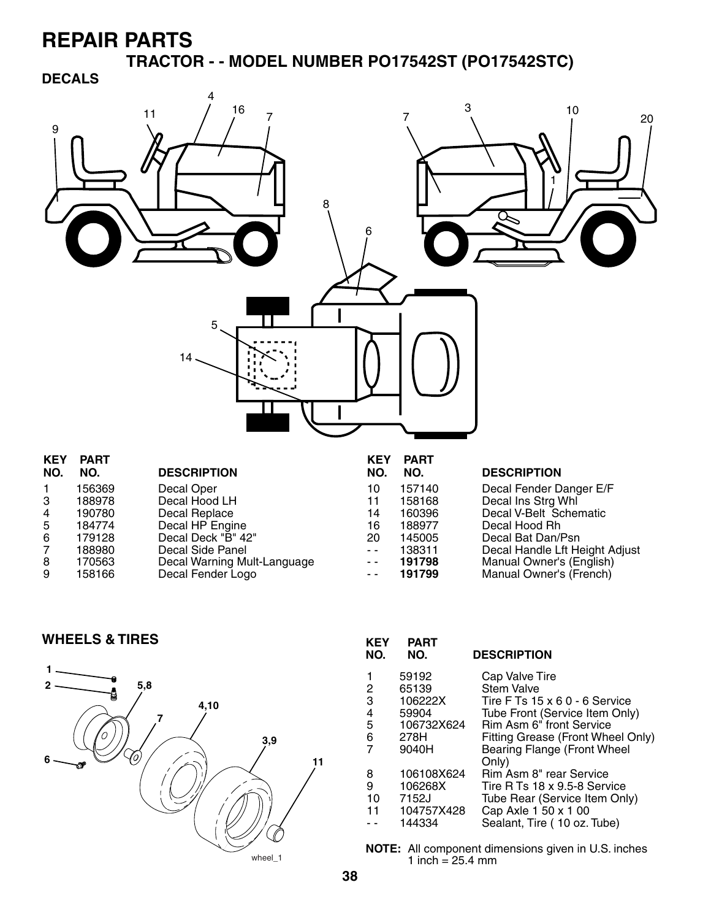# REPAIR PARTS

## TRACTOR - - MODEL NUMBER PO17542ST (PO17542STC)

### DECALS

| KEY NO. | PART NO. | DESCRIPTION |
|---|---|---|
| 1 | 156369 | Decal Oper |
| 3 | 188978 | Decal Hood LH |
| 4 | 190780 | Decal Replace |
| 5 | 184774 | Decal HP Engine |
| 6 | 179128 | Decal Deck "B" 42" |
| 7 | 188980 | Decal Side Panel |
| 8 | 170563 | Decal Warning Mult-Language |
| 9 | 158166 | Decal Fender Logo |
| 10 | 157140 | Decal Fender Danger E/F |
| 11 | 158168 | Decal Ins Strg Whl |
| 14 | 160396 | Decal V-Belt Schematic |
| 16 | 188977 | Decal Hood Rh |
| 20 | 145005 | Decal Bat Dan/Psn |
| - - | 138311 | Decal Handle Lft Height Adjust |
| - - | **191798** | Manual Owner's (English) |
| - - | **191799** | Manual Owner's (French) |

### WHEELS & TIRES

| KEY NO. | PART NO. | DESCRIPTION |
|---|---|---|
| 1 | 59192 | Cap Valve Tire |
| 2 | 65139 | Stem Valve |
| 3 | 106222X | Tire F Ts 15 x 6 0 - 6 Service |
| 4 | 59904 | Tube Front (Service Item Only) |
| 5 | 106732X624 | Rim Asm 6" front Service |
| 6 | 278H | Fitting Grease (Front Wheel Only) |
| 7 | 9040H | Bearing Flange (Front Wheel Only) |
| 8 | 106108X624 | Rim Asm 8" rear Service |
| 9 | 106268X | Tire R Ts 18 x 9.5-8 Service |
| 10 | 7152J | Tube Rear (Service Item Only) |
| 11 | 104757X428 | Cap Axle 1 50 x 1 00 |
| - - | 144334 | Sealant, Tire ( 10 oz. Tube) |

**NOTE:** All component dimensions given in U.S. inches
1 inch = 25.4 mm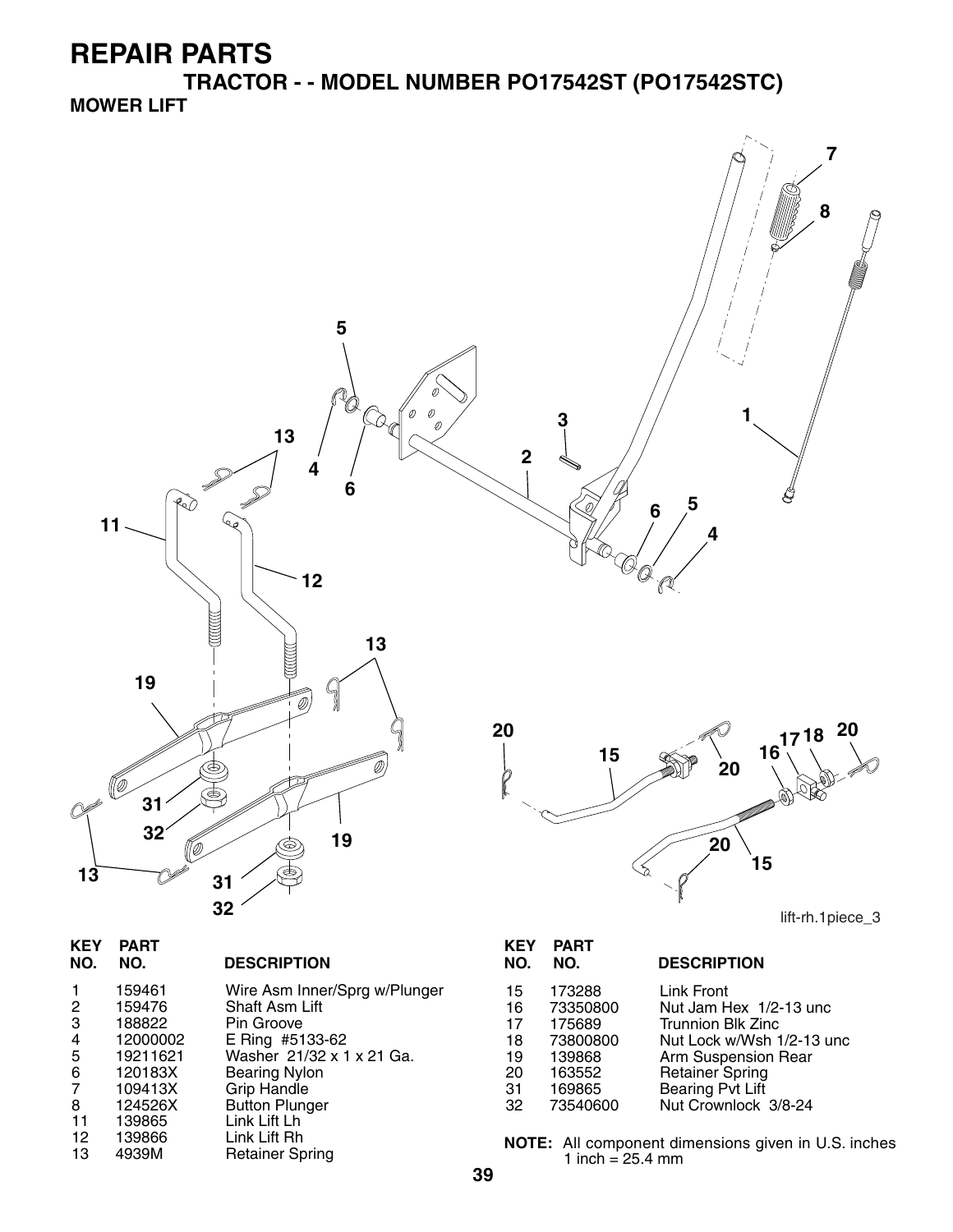# REPAIR PARTS

## TRACTOR - - MODEL NUMBER PO17542ST (PO17542STC)

### MOWER LIFT

lift-rh.1piece_3

| KEY NO. | PART NO. | DESCRIPTION |
|---|---|---|
| 1 | 159461 | Wire Asm Inner/Sprg w/Plunger |
| 2 | 159476 | Shaft Asm Lift |
| 3 | 188822 | Pin Groove |
| 4 | 12000002 | E Ring #5133-62 |
| 5 | 19211621 | Washer 21/32 x 1 x 21 Ga. |
| 6 | 120183X | Bearing Nylon |
| 7 | 109413X | Grip Handle |
| 8 | 124526X | Button Plunger |
| 11 | 139865 | Link Lift Lh |
| 12 | 139866 | Link Lift Rh |
| 13 | 4939M | Retainer Spring |

| KEY NO. | PART NO. | DESCRIPTION |
|---|---|---|
| 15 | 173288 | Link Front |
| 16 | 73350800 | Nut Jam Hex 1/2-13 unc |
| 17 | 175689 | Trunnion Blk Zinc |
| 18 | 73800800 | Nut Lock w/Wsh 1/2-13 unc |
| 19 | 139868 | Arm Suspension Rear |
| 20 | 163552 | Retainer Spring |
| 31 | 169865 | Bearing Pvt Lift |
| 32 | 73540600 | Nut Crownlock 3/8-24 |

**NOTE:** All component dimensions given in U.S. inches
1 inch = 25.4 mm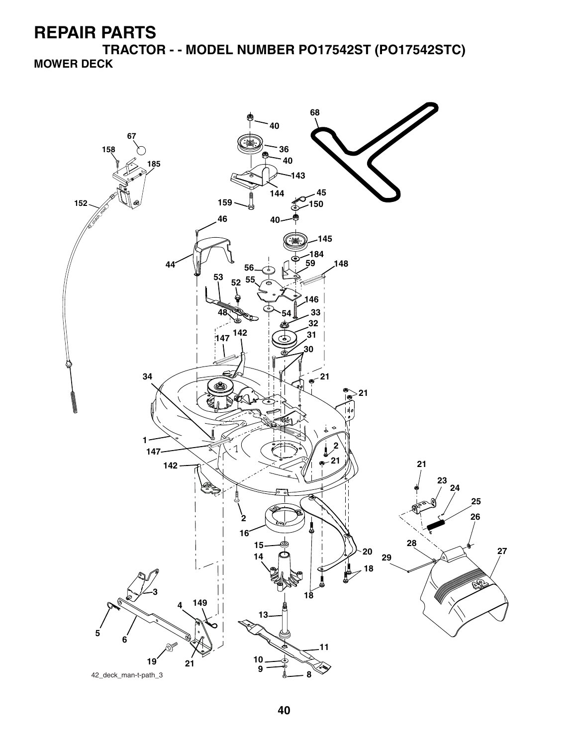# REPAIR PARTS

## TRACTOR - - MODEL NUMBER PO17542ST (PO17542STC)

### MOWER DECK

42_deck_man-t-path_3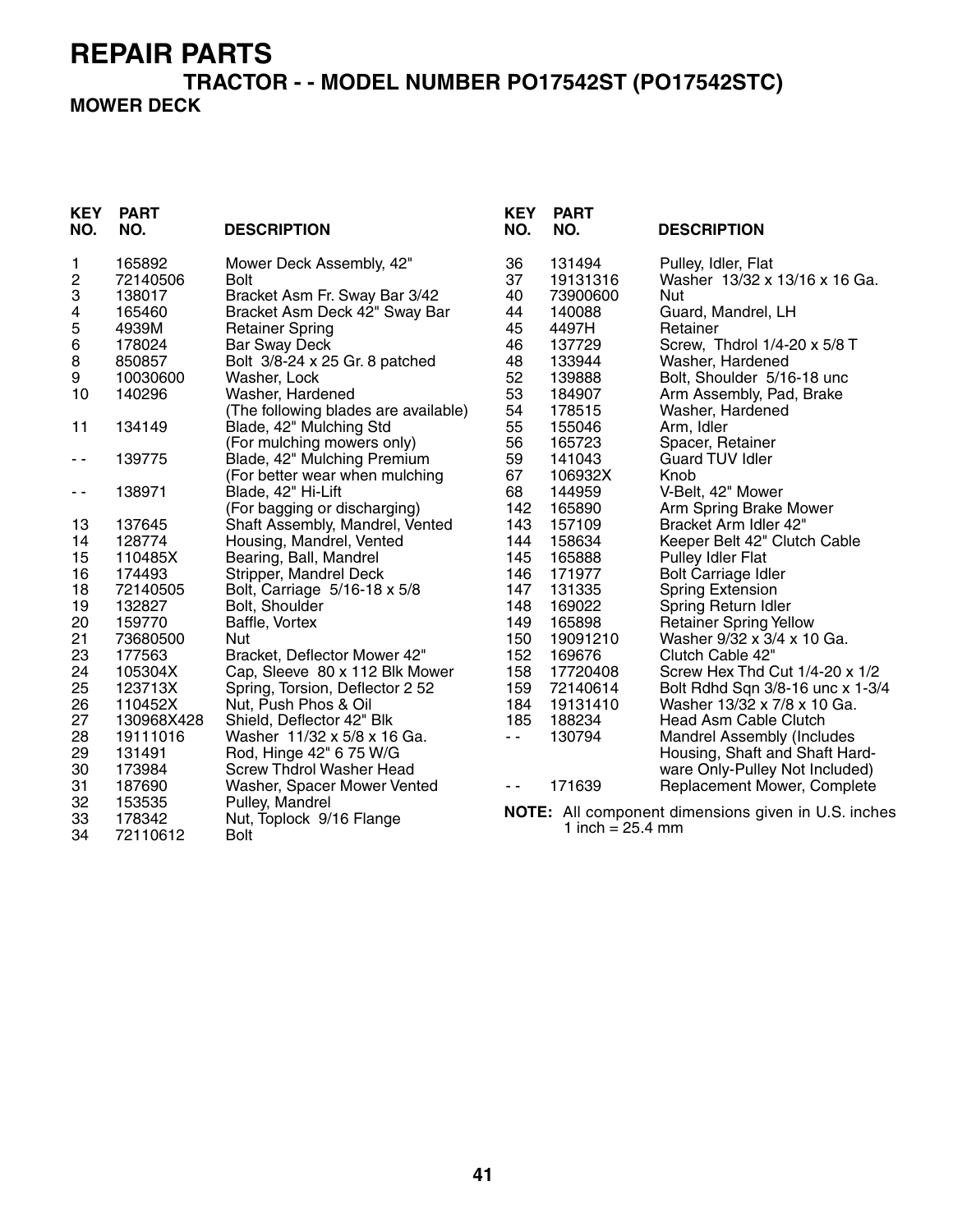# REPAIR PARTS

## TRACTOR - - MODEL NUMBER PO17542ST (PO17542STC)

### MOWER DECK

| KEY NO. | PART NO. | DESCRIPTION |
|---|---|---|
| 1 | 165892 | Mower Deck Assembly, 42" |
| 2 | 72140506 | Bolt |
| 3 | 138017 | Bracket Asm Fr. Sway Bar 3/42 |
| 4 | 165460 | Bracket Asm Deck 42" Sway Bar |
| 5 | 4939M | Retainer Spring |
| 6 | 178024 | Bar Sway Deck |
| 8 | 850857 | Bolt 3/8-24 x 25 Gr. 8 patched |
| 9 | 10030600 | Washer, Lock |
| 10 | 140296 | Washer, Hardened |
| | | (The following blades are available) |
| 11 | 134149 | Blade, 42" Mulching Std |
| | | (For mulching mowers only) |
| - - | 139775 | Blade, 42" Mulching Premium |
| | | (For better wear when mulching |
| - - | 138971 | Blade, 42" Hi-Lift |
| | | (For bagging or discharging) |
| 13 | 137645 | Shaft Assembly, Mandrel, Vented |
| 14 | 128774 | Housing, Mandrel, Vented |
| 15 | 110485X | Bearing, Ball, Mandrel |
| 16 | 174493 | Stripper, Mandrel Deck |
| 18 | 72140505 | Bolt, Carriage 5/16-18 x 5/8 |
| 19 | 132827 | Bolt, Shoulder |
| 20 | 159770 | Baffle, Vortex |
| 21 | 73680500 | Nut |
| 23 | 177563 | Bracket, Deflector Mower 42" |
| 24 | 105304X | Cap, Sleeve 80 x 112 Blk Mower |
| 25 | 123713X | Spring, Torsion, Deflector 2 52 |
| 26 | 110452X | Nut, Push Phos & Oil |
| 27 | 130968X428 | Shield, Deflector 42" Blk |
| 28 | 19111016 | Washer 11/32 x 5/8 x 16 Ga. |
| 29 | 131491 | Rod, Hinge 42" 6 75 W/G |
| 30 | 173984 | Screw Thdrol Washer Head |
| 31 | 187690 | Washer, Spacer Mower Vented |
| 32 | 153535 | Pulley, Mandrel |
| 33 | 178342 | Nut, Toplock 9/16 Flange |
| 34 | 72110612 | Bolt |
| 36 | 131494 | Pulley, Idler, Flat |
| 37 | 19131316 | Washer 13/32 x 13/16 x 16 Ga. |
| 40 | 73900600 | Nut |
| 44 | 140088 | Guard, Mandrel, LH |
| 45 | 4497H | Retainer |
| 46 | 137729 | Screw, Thdrol 1/4-20 x 5/8 T |
| 48 | 133944 | Washer, Hardened |
| 52 | 139888 | Bolt, Shoulder 5/16-18 unc |
| 53 | 184907 | Arm Assembly, Pad, Brake |
| 54 | 178515 | Washer, Hardened |
| 55 | 155046 | Arm, Idler |
| 56 | 165723 | Spacer, Retainer |
| 59 | 141043 | Guard TUV Idler |
| 67 | 106932X | Knob |
| 68 | 144959 | V-Belt, 42" Mower |
| 142 | 165890 | Arm Spring Brake Mower |
| 143 | 157109 | Bracket Arm Idler 42" |
| 144 | 158634 | Keeper Belt 42" Clutch Cable |
| 145 | 165888 | Pulley Idler Flat |
| 146 | 171977 | Bolt Carriage Idler |
| 147 | 131335 | Spring Extension |
| 148 | 169022 | Spring Return Idler |
| 149 | 165898 | Retainer Spring Yellow |
| 150 | 19091210 | Washer 9/32 x 3/4 x 10 Ga. |
| 152 | 169676 | Clutch Cable 42" |
| 158 | 17720408 | Screw Hex Thd Cut 1/4-20 x 1/2 |
| 159 | 72140614 | Bolt Rdhd Sqn 3/8-16 unc x 1-3/4 |
| 184 | 19131410 | Washer 13/32 x 7/8 x 10 Ga. |
| 185 | 188234 | Head Asm Cable Clutch |
| - - | 130794 | Mandrel Assembly (Includes Housing, Shaft and Shaft Hardware Only-Pulley Not Included) |
| - - | 171639 | Replacement Mower, Complete |

**NOTE:** All component dimensions given in U.S. inches
1 inch = 25.4 mm